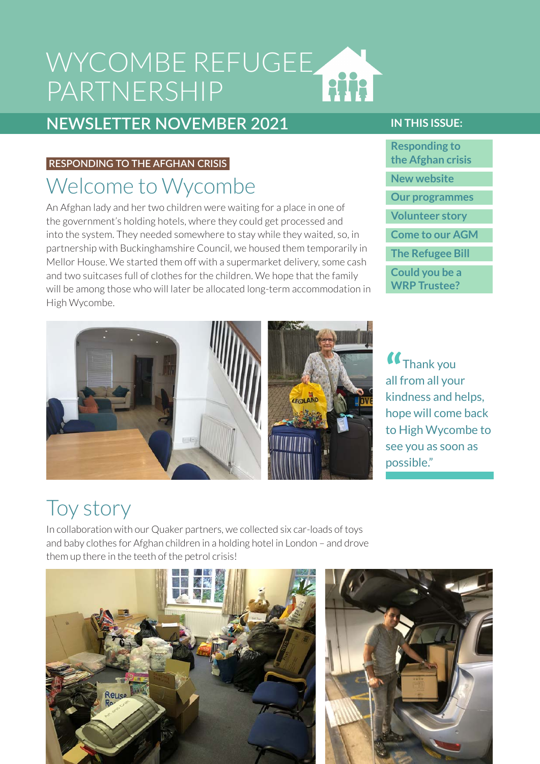# WYCOMBE REFUGEE PARTNERSHIP

## NEWSLETTER NOVEMBER 2021

**IN THIS ISSUE:**

- Responding to the Afghan crisis
- New website
- Our programmes
- Volunteer story
- Come to our AGM
- The Refugee Bill
- Could you be a WRP Trustee?

RESPONDING TO THE AFGHAN CRISIS

## Welcome to Wycombe

An Afghan lady and her two children were waiting for a place in one of the government's holding hotels, where they could get processed and into the system. They needed somewhere to stay while they waited, so, in partnership with Buckinghamshire Council, we housed them temporarily in Mellor House. We started them off with a supermarket delivery, some cash and two suitcases full of clothes for the children. We hope that the family will be among those who will later be allocated long-term accommodation in High Wycombe.

> "Thank you all from all your kindness and helps, hope will come back to High Wycombe to see you as soon as possible."

## Toy story

In collaboration with our Quaker partners, we collected six car-loads of toys and baby clothes for Afghan children in a holding hotel in London – and drove them up there in the teeth of the petrol crisis!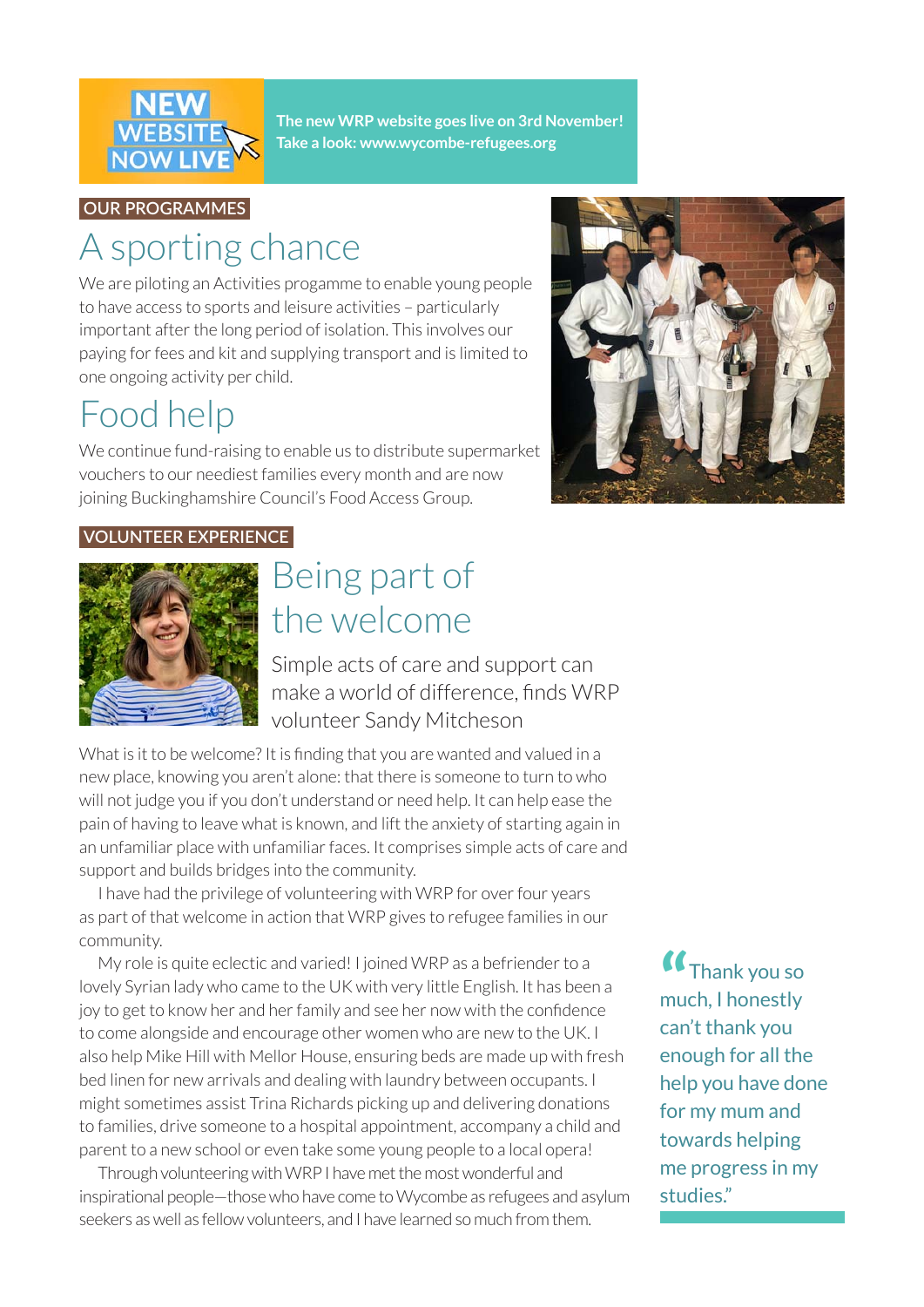**NEW WEBSITE NOW LIVE**

**The new WRP website goes live on 3rd November! Take a look: www.wycombe-refugees.org**

OUR PROGRAMMES

# A sporting chance

We are piloting an Activities progamme to enable young people to have access to sports and leisure activities – particularly important after the long period of isolation. This involves our paying for fees and kit and supplying transport and is limited to one ongoing activity per child.

# Food help

We continue fund-raising to enable us to distribute supermarket vouchers to our neediest families every month and are now joining Buckinghamshire Council's Food Access Group.

VOLUNTEER EXPERIENCE

# Being part of the welcome

Simple acts of care and support can make a world of difference, finds WRP volunteer Sandy Mitcheson

What is it to be welcome? It is finding that you are wanted and valued in a new place, knowing you aren't alone: that there is someone to turn to who will not judge you if you don't understand or need help. It can help ease the pain of having to leave what is known, and lift the anxiety of starting again in an unfamiliar place with unfamiliar faces. It comprises simple acts of care and support and builds bridges into the community.

I have had the privilege of volunteering with WRP for over four years as part of that welcome in action that WRP gives to refugee families in our community.

My role is quite eclectic and varied! I joined WRP as a befriender to a lovely Syrian lady who came to the UK with very little English. It has been a joy to get to know her and her family and see her now with the confidence to come alongside and encourage other women who are new to the UK. I also help Mike Hill with Mellor House, ensuring beds are made up with fresh bed linen for new arrivals and dealing with laundry between occupants. I might sometimes assist Trina Richards picking up and delivering donations to families, drive someone to a hospital appointment, accompany a child and parent to a new school or even take some young people to a local opera!

Through volunteering with WRP I have met the most wonderful and inspirational people—those who have come to Wycombe as refugees and asylum seekers as well as fellow volunteers, and I have learned so much from them.

> "Thank you so much, I honestly can't thank you enough for all the help you have done for my mum and towards helping me progress in my studies."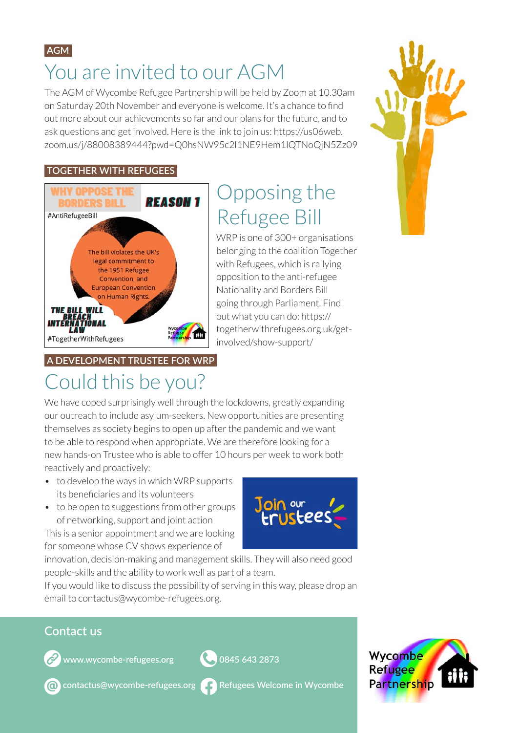AGM

# You are invited to our AGM

The AGM of Wycombe Refugee Partnership will be held by Zoom at 10.30am on Saturday 20th November and everyone is welcome. It's a chance to find out more about our achievements so far and our plans for the future, and to ask questions and get involved. Here is the link to join us: https://us06web.zoom.us/j/88008389444?pwd=Q0hsNW95c2l1NE9Hem1lQTNoQjN5Zz09

TOGETHER WITH REFUGEES

WHY OPPOSE THE BORDERS BILL

REASON 1

#AntiRefugeeBill

The bill violates the UK's legal commitment to the 1951 Refugee Convention, and European Convention on Human Rights.

THE BILL WILL BREACH INTERNATIONAL LAW

#TogetherWithRefugees

# Opposing the Refugee Bill

WRP is one of 300+ organisations belonging to the coalition Together with Refugees, which is rallying opposition to the anti-refugee Nationality and Borders Bill going through Parliament. Find out what you can do: https://togetherwithrefugees.org.uk/get-involved/show-support/

A DEVELOPMENT TRUSTEE FOR WRP

# Could this be you?

We have coped surprisingly well through the lockdowns, greatly expanding our outreach to include asylum-seekers. New opportunities are presenting themselves as society begins to open up after the pandemic and we want to be able to respond when appropriate. We are therefore looking for a new hands-on Trustee who is able to offer 10 hours per week to work both reactively and proactively:

- to develop the ways in which WRP supports its beneficiaries and its volunteers
- to be open to suggestions from other groups of networking, support and joint action

Join our trustees

This is a senior appointment and we are looking for someone whose CV shows experience of innovation, decision-making and management skills. They will also need good people-skills and the ability to work well as part of a team.

If you would like to discuss the possibility of serving in this way, please drop an email to contactus@wycombe-refugees.org.

## Contact us

www.wycombe-refugees.org

0845 643 2873

contactus@wycombe-refugees.org

Refugees Welcome in Wycombe

Wycombe Refugee Partnership